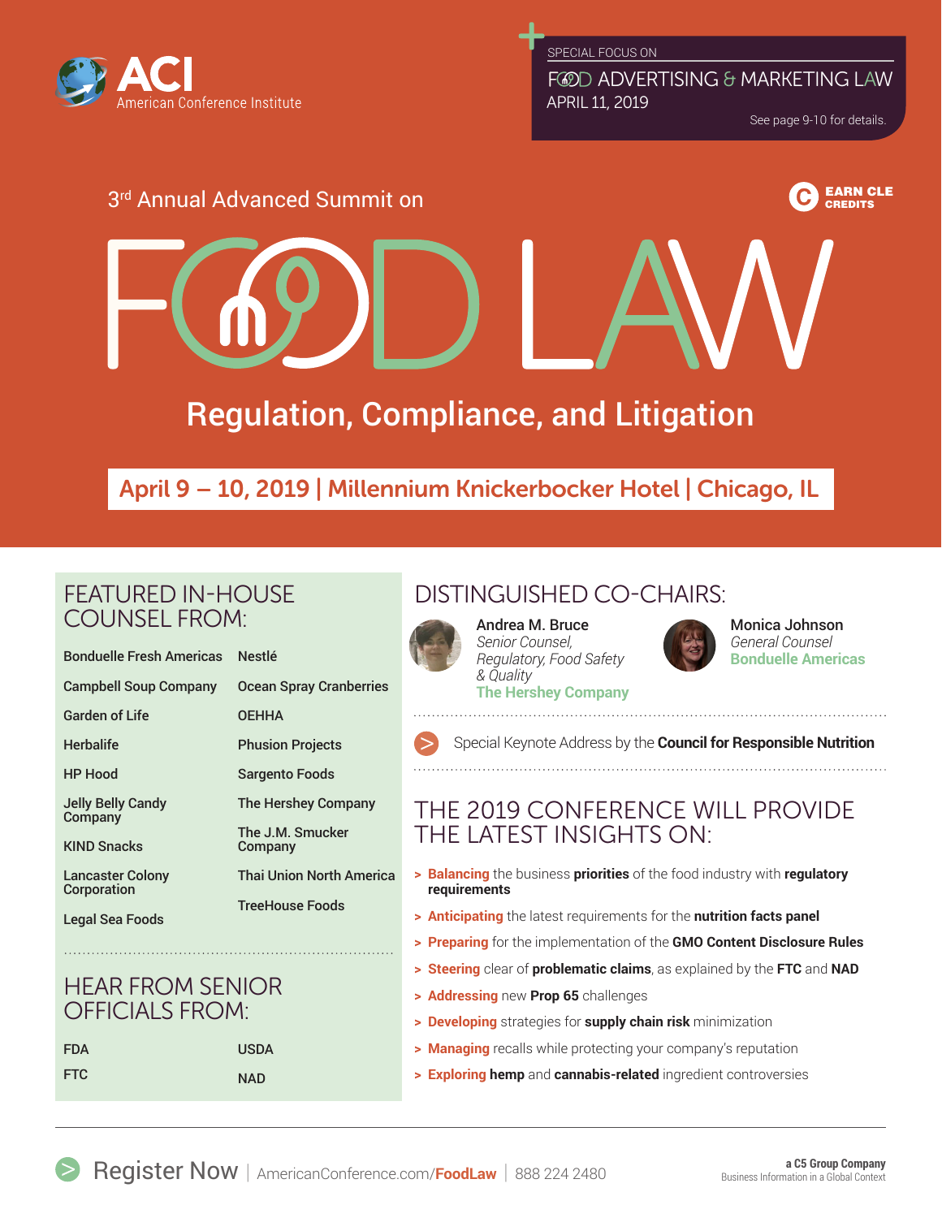ACI American Conference Institute

SPECIAL FOCUS ON

FOOD ADVERTISING & MARKETING LAW

APRIL 11, 2019

See page 9-10 for details.

3rd Annual Advanced Summit on

EARN CLE CREDITS

# FOOD LAW

## Regulation, Compliance, and Litigation

**April 9 – 10, 2019 | Millennium Knickerbocker Hotel | Chicago, IL**

## FEATURED IN-HOUSE COUNSEL FROM:

- Bonduelle Fresh Americas
- Campbell Soup Company
- Garden of Life
- Herbalife
- HP Hood
- Jelly Belly Candy Company
- KIND Snacks
- Lancaster Colony Corporation
- Legal Sea Foods
- Nestlé
- Ocean Spray Cranberries
- OEHHA
- Phusion Projects
- Sargento Foods
- The Hershey Company
- The J.M. Smucker Company
- Thai Union North America
- TreeHouse Foods

## HEAR FROM SENIOR OFFICIALS FROM:

- FDA
- FTC
- USDA
- NAD

## DISTINGUISHED CO-CHAIRS:

**Andrea M. Bruce**
*Senior Counsel, Regulatory, Food Safety & Quality*
**The Hershey Company**

**Monica Johnson**
*General Counsel*
**Bonduelle Americas**

Special Keynote Address by the **Council for Responsible Nutrition**

## THE 2019 CONFERENCE WILL PROVIDE THE LATEST INSIGHTS ON:

- **Balancing** the business **priorities** of the food industry with **regulatory requirements**
- **Anticipating** the latest requirements for the **nutrition facts panel**
- **Preparing** for the implementation of the **GMO Content Disclosure Rules**
- **Steering** clear of **problematic claims**, as explained by the **FTC** and **NAD**
- **Addressing** new **Prop 65** challenges
- **Developing** strategies for **supply chain risk** minimization
- **Managing** recalls while protecting your company's reputation
- **Exploring hemp** and **cannabis-related** ingredient controversies

Register Now | AmericanConference.com/**FoodLaw** | 888 224 2480

a C5 Group Company
Business Information in a Global Context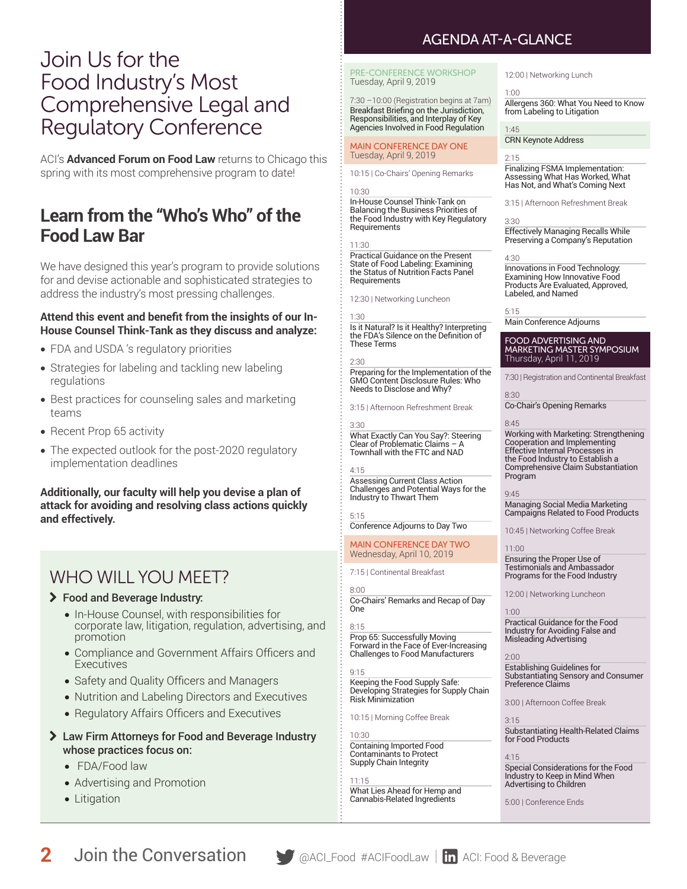# Join Us for the Food Industry's Most Comprehensive Legal and Regulatory Conference

ACI's **Advanced Forum on Food Law** returns to Chicago this spring with its most comprehensive program to date!

## Learn from the "Who's Who" of the Food Law Bar

We have designed this year's program to provide solutions for and devise actionable and sophisticated strategies to address the industry's most pressing challenges.

**Attend this event and benefit from the insights of our In-House Counsel Think-Tank as they discuss and analyze:**

- FDA and USDA 's regulatory priorities
- Strategies for labeling and tackling new labeling regulations
- Best practices for counseling sales and marketing teams
- Recent Prop 65 activity
- The expected outlook for the post-2020 regulatory implementation deadlines

**Additionally, our faculty will help you devise a plan of attack for avoiding and resolving class actions quickly and effectively.**

## WHO WILL YOU MEET?

**Food and Beverage Industry:**

- In-House Counsel, with responsibilities for corporate law, litigation, regulation, advertising, and promotion
- Compliance and Government Affairs Officers and Executives
- Safety and Quality Officers and Managers
- Nutrition and Labeling Directors and Executives
- Regulatory Affairs Officers and Executives

**Law Firm Attorneys for Food and Beverage Industry whose practices focus on:**

- FDA/Food law
- Advertising and Promotion
- Litigation

## AGENDA AT-A-GLANCE

### PRE-CONFERENCE WORKSHOP
Tuesday, April 9, 2019

7:30 –10:00 (Registration begins at 7am)
Breakfast Briefing on the Jurisdiction, Responsibilities, and Interplay of Key Agencies Involved in Food Regulation

### MAIN CONFERENCE DAY ONE
Tuesday, April 9, 2019

10:15 | Co-Chairs' Opening Remarks

10:30
In-House Counsel Think-Tank on Balancing the Business Priorities of the Food Industry with Key Regulatory Requirements

11:30
Practical Guidance on the Present State of Food Labeling: Examining the Status of Nutrition Facts Panel Requirements

12:30 | Networking Luncheon

1:30
Is it Natural? Is it Healthy? Interpreting the FDA's Silence on the Definition of These Terms

2:30
Preparing for the Implementation of the GMO Content Disclosure Rules: Who Needs to Disclose and Why?

3:15 | Afternoon Refreshment Break

3:30
What Exactly Can You Say?: Steering Clear of Problematic Claims – A Townhall with the FTC and NAD

4:15
Assessing Current Class Action Challenges and Potential Ways for the Industry to Thwart Them

5:15
Conference Adjourns to Day Two

### MAIN CONFERENCE DAY TWO
Wednesday, April 10, 2019

7:15 | Continental Breakfast

8:00
Co-Chairs' Remarks and Recap of Day One

8:15
Prop 65: Successfully Moving Forward in the Face of Ever-Increasing Challenges to Food Manufacturers

9:15
Keeping the Food Supply Safe: Developing Strategies for Supply Chain Risk Minimization

10:15 | Morning Coffee Break

10:30
Containing Imported Food Contaminants to Protect Supply Chain Integrity

11:15
What Lies Ahead for Hemp and Cannabis-Related Ingredients

12:00 | Networking Lunch

1:00
Allergens 360: What You Need to Know from Labeling to Litigation

1:45
CRN Keynote Address

2:15
Finalizing FSMA Implementation: Assessing What Has Worked, What Has Not, and What's Coming Next

3:15 | Afternoon Refreshment Break

3:30
Effectively Managing Recalls While Preserving a Company's Reputation

4:30
Innovations in Food Technology: Examining How Innovative Food Products Are Evaluated, Approved, Labeled, and Named

5:15
Main Conference Adjourns

### FOOD ADVERTISING AND MARKETING MASTER SYMPOSIUM
Thursday, April 11, 2019

7:30 | Registration and Continental Breakfast

8:30
Co-Chair's Opening Remarks

8:45
Working with Marketing: Strengthening Cooperation and Implementing Effective Internal Processes in the Food Industry to Establish a Comprehensive Claim Substantiation Program

9:45
Managing Social Media Marketing Campaigns Related to Food Products

10:45 | Networking Coffee Break

11:00
Ensuring the Proper Use of Testimonials and Ambassador Programs for the Food Industry

12:00 | Networking Luncheon

1:00
Practical Guidance for the Food Industry for Avoiding False and Misleading Advertising

2:00
Establishing Guidelines for Substantiating Sensory and Consumer Preference Claims

3:00 | Afternoon Coffee Break

3:15
Substantiating Health-Related Claims for Food Products

4:15
Special Considerations for the Food Industry to Keep in Mind When Advertising to Children

5:00 | Conference Ends

Join the Conversation @ACI_Food #ACIFoodLaw | ACI: Food & Beverage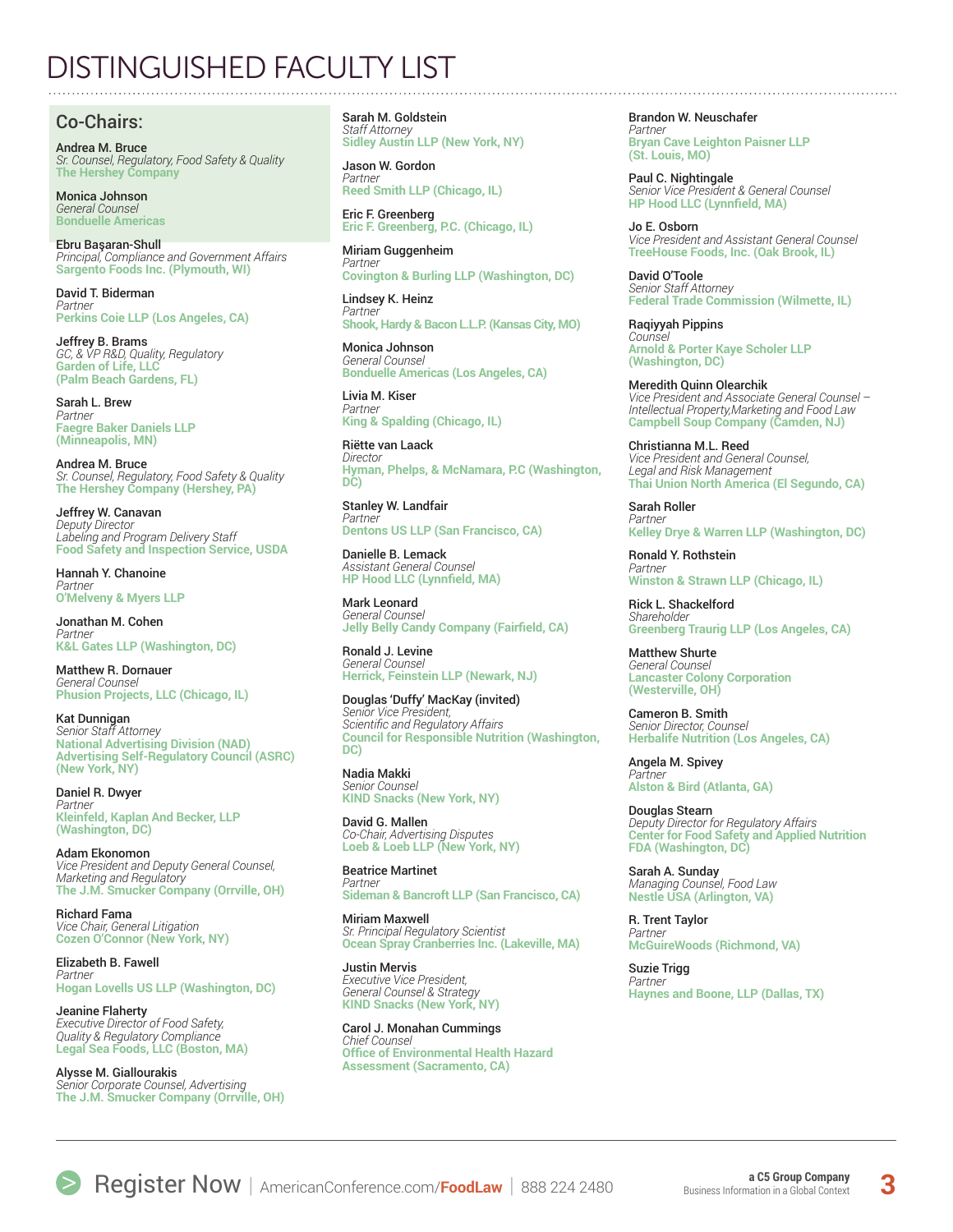# DISTINGUISHED FACULTY LIST

## Co-Chairs:

**Andrea M. Bruce**
*Sr. Counsel, Regulatory, Food Safety & Quality*
**The Hershey Company**

**Monica Johnson**
*General Counsel*
**Bonduelle Americas**

---

**Ebru Başaran-Shull**
*Principal, Compliance and Government Affairs*
**Sargento Foods Inc. (Plymouth, WI)**

**David T. Biderman**
*Partner*
**Perkins Coie LLP (Los Angeles, CA)**

**Jeffrey B. Brams**
*GC, & VP R&D, Quality, Regulatory*
**Garden of Life, LLC (Palm Beach Gardens, FL)**

**Sarah L. Brew**
*Partner*
**Faegre Baker Daniels LLP (Minneapolis, MN)**

**Andrea M. Bruce**
*Sr. Counsel, Regulatory, Food Safety & Quality*
**The Hershey Company (Hershey, PA)**

**Jeffrey W. Canavan**
*Deputy Director*
*Labeling and Program Delivery Staff*
**Food Safety and Inspection Service, USDA**

**Hannah Y. Chanoine**
*Partner*
**O'Melveny & Myers LLP**

**Jonathan M. Cohen**
*Partner*
**K&L Gates LLP (Washington, DC)**

**Matthew R. Dornauer**
*General Counsel*
**Phusion Projects, LLC (Chicago, IL)**

**Kat Dunnigan**
*Senior Staff Attorney*
**National Advertising Division (NAD) Advertising Self-Regulatory Council (ASRC) (New York, NY)**

**Daniel R. Dwyer**
*Partner*
**Kleinfeld, Kaplan And Becker, LLP (Washington, DC)**

**Adam Ekonomon**
*Vice President and Deputy General Counsel, Marketing and Regulatory*
**The J.M. Smucker Company (Orrville, OH)**

**Richard Fama**
*Vice Chair, General Litigation*
**Cozen O'Connor (New York, NY)**

**Elizabeth B. Fawell**
*Partner*
**Hogan Lovells US LLP (Washington, DC)**

**Jeanine Flaherty**
*Executive Director of Food Safety, Quality & Regulatory Compliance*
**Legal Sea Foods, LLC (Boston, MA)**

**Alysse M. Giallourakis**
*Senior Corporate Counsel, Advertising*
**The J.M. Smucker Company (Orrville, OH)**

**Sarah M. Goldstein**
*Staff Attorney*
**Sidley Austin LLP (New York, NY)**

**Jason W. Gordon**
*Partner*
**Reed Smith LLP (Chicago, IL)**

**Eric F. Greenberg**
**Eric F. Greenberg, P.C. (Chicago, IL)**

**Miriam Guggenheim**
*Partner*
**Covington & Burling LLP (Washington, DC)**

**Lindsey K. Heinz**
*Partner*
**Shook, Hardy & Bacon L.L.P. (Kansas City, MO)**

**Monica Johnson**
*General Counsel*
**Bonduelle Americas (Los Angeles, CA)**

**Livia M. Kiser**
*Partner*
**King & Spalding (Chicago, IL)**

**Riëtte van Laack**
*Director*
**Hyman, Phelps, & McNamara, P.C (Washington, DC)**

**Stanley W. Landfair**
*Partner*
**Dentons US LLP (San Francisco, CA)**

**Danielle B. Lemack**
*Assistant General Counsel*
**HP Hood LLC (Lynnfield, MA)**

**Mark Leonard**
*General Counsel*
**Jelly Belly Candy Company (Fairfield, CA)**

**Ronald J. Levine**
*General Counsel*
**Herrick, Feinstein LLP (Newark, NJ)**

**Douglas 'Duffy' MacKay (invited)**
*Senior Vice President, Scientific and Regulatory Affairs*
**Council for Responsible Nutrition (Washington, DC)**

**Nadia Makki**
*Senior Counsel*
**KIND Snacks (New York, NY)**

**David G. Mallen**
*Co-Chair, Advertising Disputes*
**Loeb & Loeb LLP (New York, NY)**

**Beatrice Martinet**
*Partner*
**Sideman & Bancroft LLP (San Francisco, CA)**

**Miriam Maxwell**
*Sr. Principal Regulatory Scientist*
**Ocean Spray Cranberries Inc. (Lakeville, MA)**

**Justin Mervis**
*Executive Vice President, General Counsel & Strategy*
**KIND Snacks (New York, NY)**

**Carol J. Monahan Cummings**
*Chief Counsel*
**Office of Environmental Health Hazard Assessment (Sacramento, CA)**

**Brandon W. Neuschafer**
*Partner*
**Bryan Cave Leighton Paisner LLP (St. Louis, MO)**

**Paul C. Nightingale**
*Senior Vice President & General Counsel*
**HP Hood LLC (Lynnfield, MA)**

**Jo E. Osborn**
*Vice President and Assistant General Counsel*
**TreeHouse Foods, Inc. (Oak Brook, IL)**

**David O'Toole**
*Senior Staff Attorney*
**Federal Trade Commission (Wilmette, IL)**

**Raqiyyah Pippins**
*Counsel*
**Arnold & Porter Kaye Scholer LLP (Washington, DC)**

**Meredith Quinn Olearchik**
*Vice President and Associate General Counsel – Intellectual Property,Marketing and Food Law*
**Campbell Soup Company (Camden, NJ)**

**Christianna M.L. Reed**
*Vice President and General Counsel, Legal and Risk Management*
**Thai Union North America (El Segundo, CA)**

**Sarah Roller**
*Partner*
**Kelley Drye & Warren LLP (Washington, DC)**

**Ronald Y. Rothstein**
*Partner*
**Winston & Strawn LLP (Chicago, IL)**

**Rick L. Shackelford**
*Shareholder*
**Greenberg Traurig LLP (Los Angeles, CA)**

**Matthew Shurte**
*General Counsel*
**Lancaster Colony Corporation (Westerville, OH)**

**Cameron B. Smith**
*Senior Director, Counsel*
**Herbalife Nutrition (Los Angeles, CA)**

**Angela M. Spivey**
*Partner*
**Alston & Bird (Atlanta, GA)**

**Douglas Stearn**
*Deputy Director for Regulatory Affairs*
**Center for Food Safety and Applied Nutrition FDA (Washington, DC)**

**Sarah A. Sunday**
*Managing Counsel, Food Law*
**Nestle USA (Arlington, VA)**

**R. Trent Taylor**
*Partner*
**McGuireWoods (Richmond, VA)**

**Suzie Trigg**
*Partner*
**Haynes and Boone, LLP (Dallas, TX)**

---

Register Now | AmericanConference.com/**FoodLaw** | 888 224 2480

**a C5 Group Company**
Business Information in a Global Context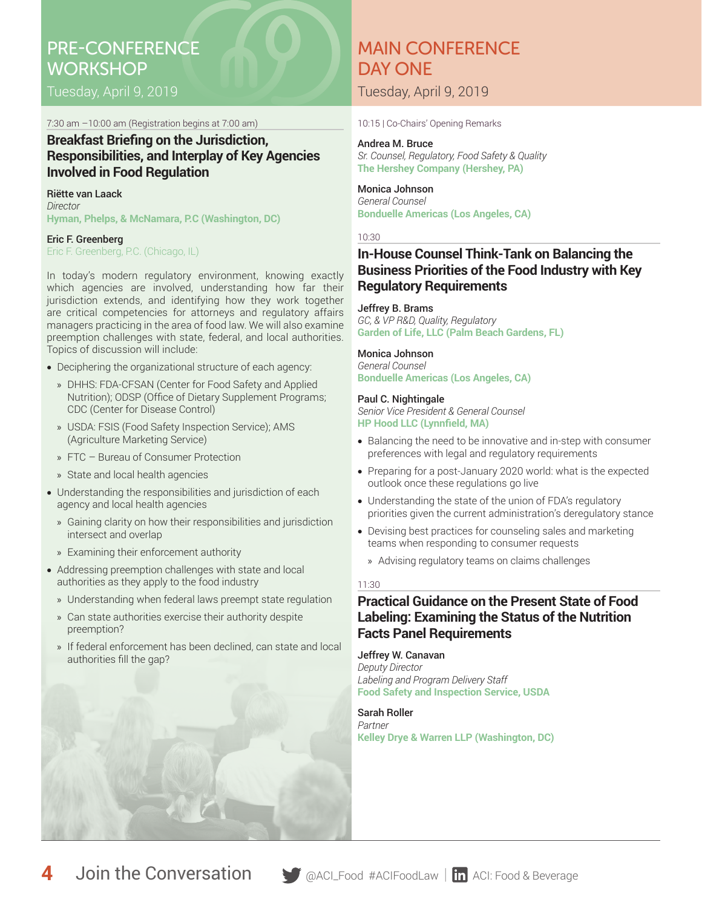## PRE-CONFERENCE WORKSHOP

Tuesday, April 9, 2019

7:30 am –10:00 am (Registration begins at 7:00 am)

### Breakfast Briefing on the Jurisdiction, Responsibilities, and Interplay of Key Agencies Involved in Food Regulation

**Riëtte van Laack**
*Director*
**Hyman, Phelps, & McNamara, P.C (Washington, DC)**

**Eric F. Greenberg**
Eric F. Greenberg, P.C. (Chicago, IL)

In today's modern regulatory environment, knowing exactly which agencies are involved, understanding how far their jurisdiction extends, and identifying how they work together are critical competencies for attorneys and regulatory affairs managers practicing in the area of food law. We will also examine preemption challenges with state, federal, and local authorities. Topics of discussion will include:

- Deciphering the organizational structure of each agency:
  - DHHS: FDA-CFSAN (Center for Food Safety and Applied Nutrition); ODSP (Office of Dietary Supplement Programs; CDC (Center for Disease Control)
  - USDA: FSIS (Food Safety Inspection Service); AMS (Agriculture Marketing Service)
  - FTC – Bureau of Consumer Protection
  - State and local health agencies
- Understanding the responsibilities and jurisdiction of each agency and local health agencies
  - Gaining clarity on how their responsibilities and jurisdiction intersect and overlap
  - Examining their enforcement authority
- Addressing preemption challenges with state and local authorities as they apply to the food industry
  - Understanding when federal laws preempt state regulation
  - Can state authorities exercise their authority despite preemption?
  - If federal enforcement has been declined, can state and local authorities fill the gap?

## MAIN CONFERENCE DAY ONE

Tuesday, April 9, 2019

10:15 | Co-Chairs' Opening Remarks

**Andrea M. Bruce**
*Sr. Counsel, Regulatory, Food Safety & Quality*
**The Hershey Company (Hershey, PA)**

**Monica Johnson**
*General Counsel*
**Bonduelle Americas (Los Angeles, CA)**

10:30

### In-House Counsel Think-Tank on Balancing the Business Priorities of the Food Industry with Key Regulatory Requirements

**Jeffrey B. Brams**
*GC, & VP R&D, Quality, Regulatory*
**Garden of Life, LLC (Palm Beach Gardens, FL)**

**Monica Johnson**
*General Counsel*
**Bonduelle Americas (Los Angeles, CA)**

**Paul C. Nightingale**
*Senior Vice President & General Counsel*
**HP Hood LLC (Lynnfield, MA)**

- Balancing the need to be innovative and in-step with consumer preferences with legal and regulatory requirements
- Preparing for a post-January 2020 world: what is the expected outlook once these regulations go live
- Understanding the state of the union of FDA's regulatory priorities given the current administration's deregulatory stance
- Devising best practices for counseling sales and marketing teams when responding to consumer requests
  - Advising regulatory teams on claims challenges

11:30

### Practical Guidance on the Present State of Food Labeling: Examining the Status of the Nutrition Facts Panel Requirements

**Jeffrey W. Canavan**
*Deputy Director*
*Labeling and Program Delivery Staff*
**Food Safety and Inspection Service, USDA**

**Sarah Roller**
*Partner*
**Kelley Drye & Warren LLP (Washington, DC)**

Join the Conversation @ACI_Food #ACIFoodLaw | ACI: Food & Beverage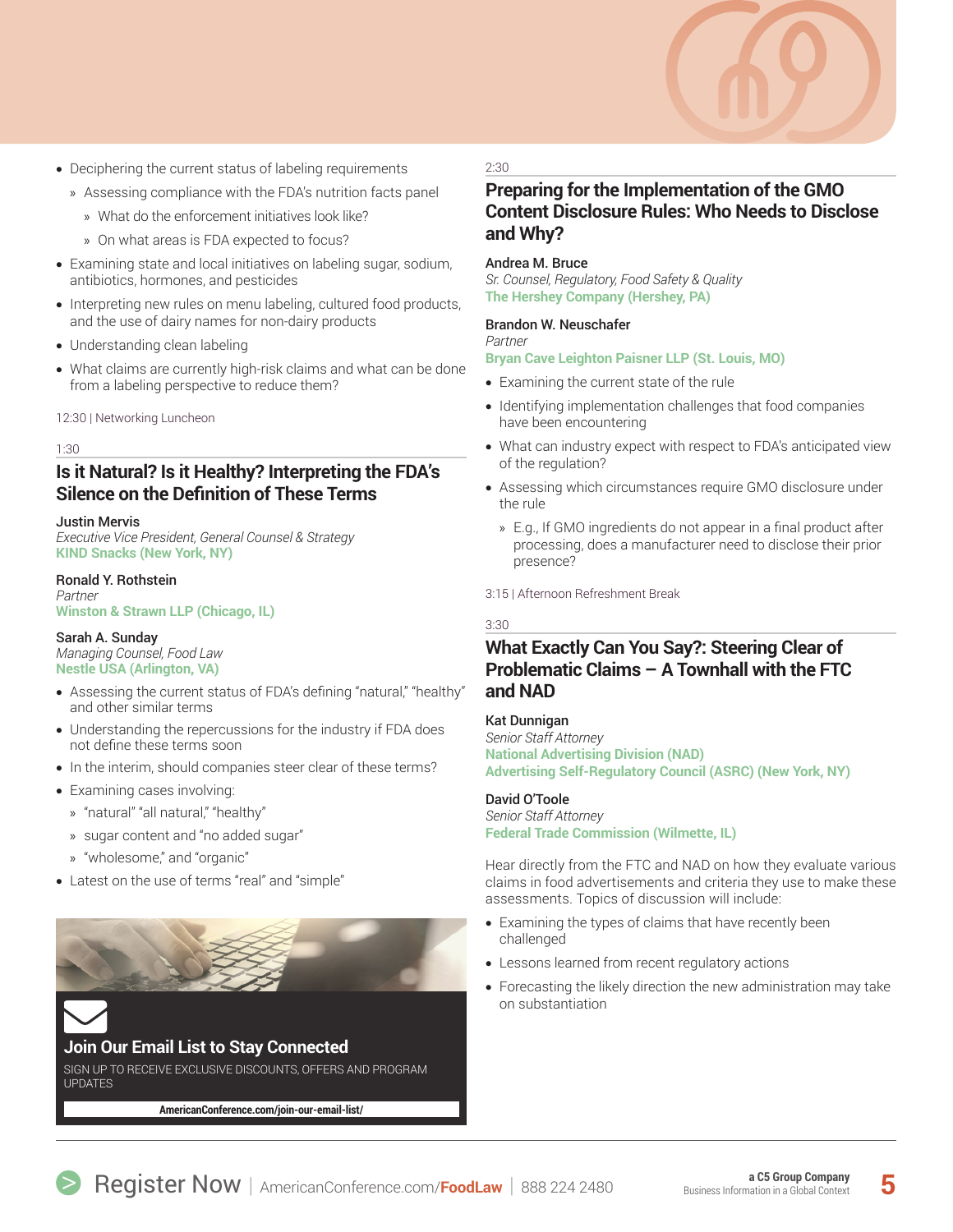- Deciphering the current status of labeling requirements
  - » Assessing compliance with the FDA's nutrition facts panel
    - » What do the enforcement initiatives look like?
    - » On what areas is FDA expected to focus?
- Examining state and local initiatives on labeling sugar, sodium, antibiotics, hormones, and pesticides
- Interpreting new rules on menu labeling, cultured food products, and the use of dairy names for non-dairy products
- Understanding clean labeling
- What claims are currently high-risk claims and what can be done from a labeling perspective to reduce them?

12:30 | Networking Luncheon

1:30

## Is it Natural? Is it Healthy? Interpreting the FDA's Silence on the Definition of These Terms

**Justin Mervis**
*Executive Vice President, General Counsel & Strategy*
**KIND Snacks (New York, NY)**

**Ronald Y. Rothstein**
*Partner*
**Winston & Strawn LLP (Chicago, IL)**

**Sarah A. Sunday**
*Managing Counsel, Food Law*
**Nestle USA (Arlington, VA)**

- Assessing the current status of FDA's defining "natural," "healthy" and other similar terms
- Understanding the repercussions for the industry if FDA does not define these terms soon
- In the interim, should companies steer clear of these terms?
- Examining cases involving:
  - » "natural" "all natural," "healthy"
  - » sugar content and "no added sugar"
  - » "wholesome," and "organic"
- Latest on the use of terms "real" and "simple"

**Join Our Email List to Stay Connected**

SIGN UP TO RECEIVE EXCLUSIVE DISCOUNTS, OFFERS AND PROGRAM UPDATES

AmericanConference.com/join-our-email-list/

2:30

## Preparing for the Implementation of the GMO Content Disclosure Rules: Who Needs to Disclose and Why?

**Andrea M. Bruce**
*Sr. Counsel, Regulatory, Food Safety & Quality*
**The Hershey Company (Hershey, PA)**

**Brandon W. Neuschafer**
*Partner*
**Bryan Cave Leighton Paisner LLP (St. Louis, MO)**

- Examining the current state of the rule
- Identifying implementation challenges that food companies have been encountering
- What can industry expect with respect to FDA's anticipated view of the regulation?
- Assessing which circumstances require GMO disclosure under the rule
  - » E.g., If GMO ingredients do not appear in a final product after processing, does a manufacturer need to disclose their prior presence?

3:15 | Afternoon Refreshment Break

3:30

## What Exactly Can You Say?: Steering Clear of Problematic Claims – A Townhall with the FTC and NAD

**Kat Dunnigan**
*Senior Staff Attorney*
**National Advertising Division (NAD)**
**Advertising Self-Regulatory Council (ASRC) (New York, NY)**

**David O'Toole**
*Senior Staff Attorney*
**Federal Trade Commission (Wilmette, IL)**

Hear directly from the FTC and NAD on how they evaluate various claims in food advertisements and criteria they use to make these assessments. Topics of discussion will include:

- Examining the types of claims that have recently been challenged
- Lessons learned from recent regulatory actions
- Forecasting the likely direction the new administration may take on substantiation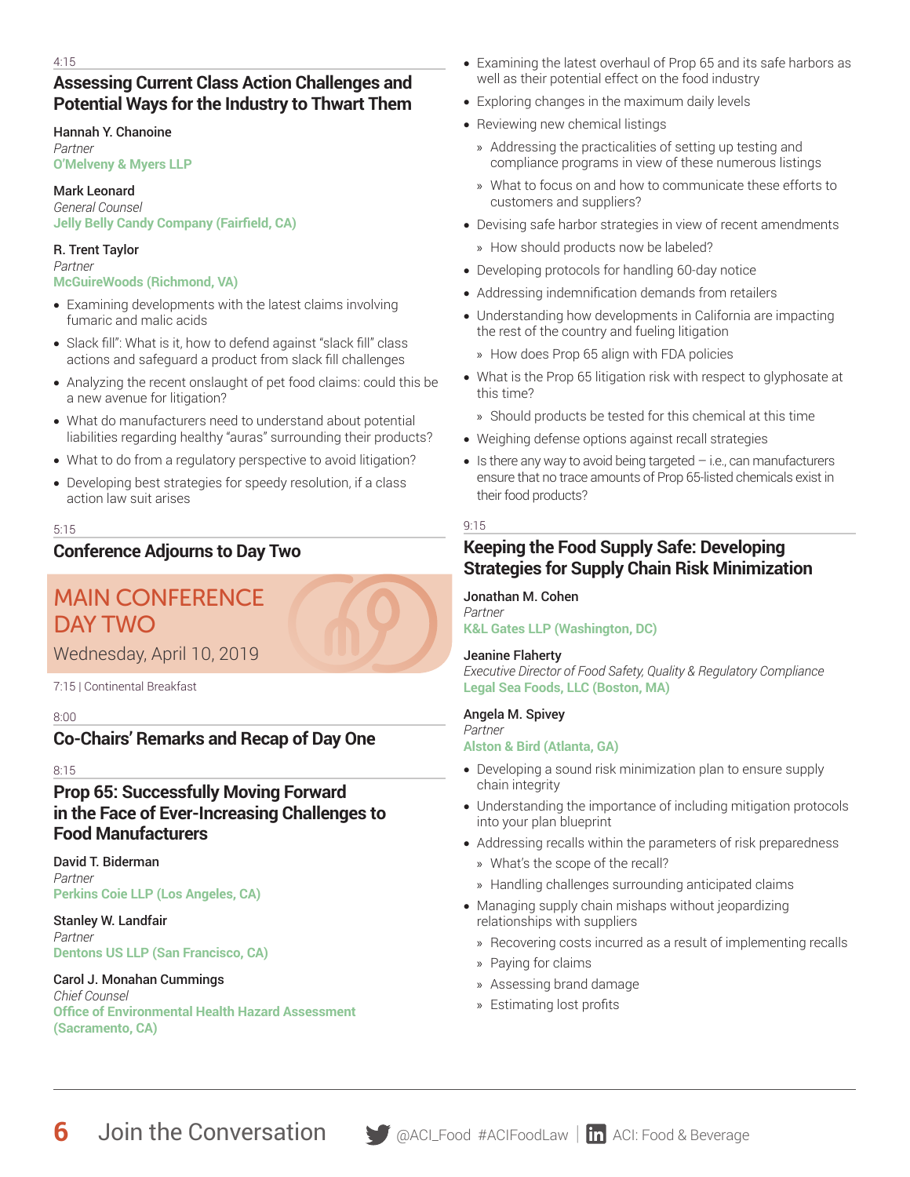4:15

## Assessing Current Class Action Challenges and Potential Ways for the Industry to Thwart Them

**Hannah Y. Chanoine**
*Partner*
**O'Melveny & Myers LLP**

**Mark Leonard**
*General Counsel*
**Jelly Belly Candy Company (Fairfield, CA)**

**R. Trent Taylor**
*Partner*
**McGuireWoods (Richmond, VA)**

- Examining developments with the latest claims involving fumaric and malic acids
- Slack fill": What is it, how to defend against "slack fill" class actions and safeguard a product from slack fill challenges
- Analyzing the recent onslaught of pet food claims: could this be a new avenue for litigation?
- What do manufacturers need to understand about potential liabilities regarding healthy "auras" surrounding their products?
- What to do from a regulatory perspective to avoid litigation?
- Developing best strategies for speedy resolution, if a class action law suit arises

5:15

## Conference Adjourns to Day Two

# MAIN CONFERENCE DAY TWO

Wednesday, April 10, 2019

7:15 | Continental Breakfast

8:00

## Co-Chairs' Remarks and Recap of Day One

8:15

## Prop 65: Successfully Moving Forward in the Face of Ever-Increasing Challenges to Food Manufacturers

**David T. Biderman**
*Partner*
**Perkins Coie LLP (Los Angeles, CA)**

**Stanley W. Landfair**
*Partner*
**Dentons US LLP (San Francisco, CA)**

**Carol J. Monahan Cummings**
*Chief Counsel*
**Office of Environmental Health Hazard Assessment (Sacramento, CA)**

- Examining the latest overhaul of Prop 65 and its safe harbors as well as their potential effect on the food industry
- Exploring changes in the maximum daily levels
- Reviewing new chemical listings
  - Addressing the practicalities of setting up testing and compliance programs in view of these numerous listings
  - What to focus on and how to communicate these efforts to customers and suppliers?
- Devising safe harbor strategies in view of recent amendments
  - How should products now be labeled?
- Developing protocols for handling 60-day notice
- Addressing indemnification demands from retailers
- Understanding how developments in California are impacting the rest of the country and fueling litigation
  - How does Prop 65 align with FDA policies
- What is the Prop 65 litigation risk with respect to glyphosate at this time?
  - Should products be tested for this chemical at this time
- Weighing defense options against recall strategies
- Is there any way to avoid being targeted – i.e., can manufacturers ensure that no trace amounts of Prop 65-listed chemicals exist in their food products?

9:15

## Keeping the Food Supply Safe: Developing Strategies for Supply Chain Risk Minimization

**Jonathan M. Cohen**
*Partner*
**K&L Gates LLP (Washington, DC)**

**Jeanine Flaherty**
*Executive Director of Food Safety, Quality & Regulatory Compliance*
**Legal Sea Foods, LLC (Boston, MA)**

**Angela M. Spivey**
*Partner*
**Alston & Bird (Atlanta, GA)**

- Developing a sound risk minimization plan to ensure supply chain integrity
- Understanding the importance of including mitigation protocols into your plan blueprint
- Addressing recalls within the parameters of risk preparedness
  - What's the scope of the recall?
  - Handling challenges surrounding anticipated claims
- Managing supply chain mishaps without jeopardizing relationships with suppliers
  - Recovering costs incurred as a result of implementing recalls
  - Paying for claims
  - Assessing brand damage
  - Estimating lost profits

Join the Conversation @ACI_Food #ACIFoodLaw | ACI: Food & Beverage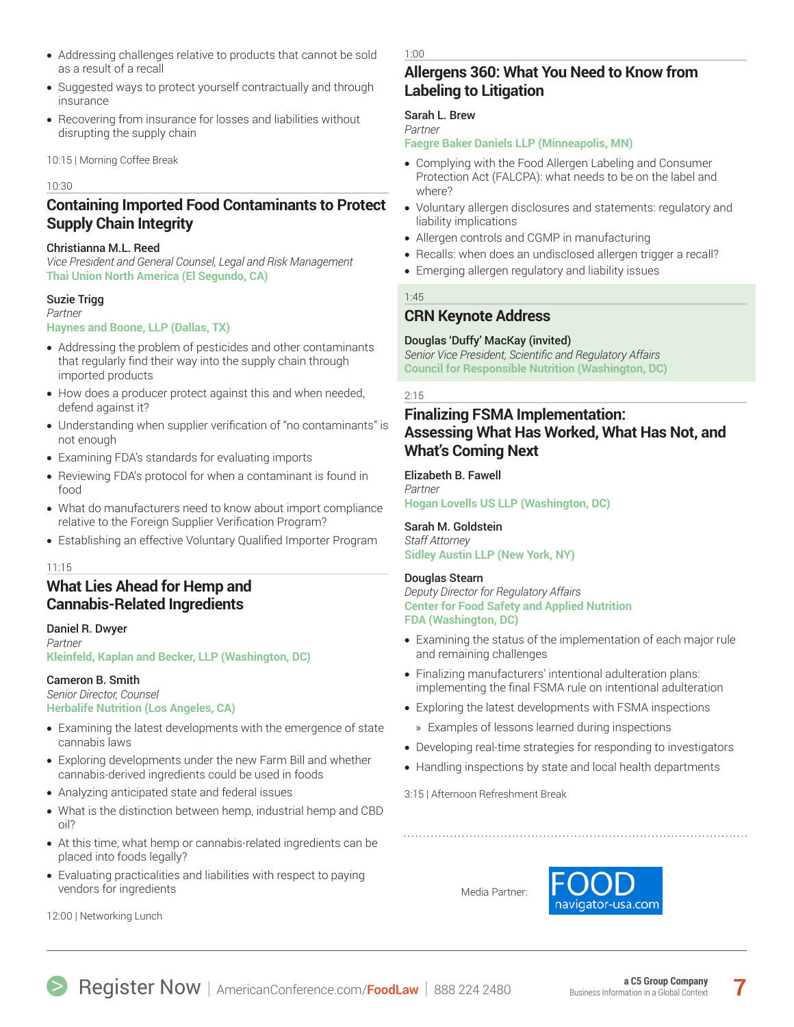- Addressing challenges relative to products that cannot be sold as a result of a recall
- Suggested ways to protect yourself contractually and through insurance
- Recovering from insurance for losses and liabilities without disrupting the supply chain

10:15 | Morning Coffee Break

10:30

## Containing Imported Food Contaminants to Protect Supply Chain Integrity

**Christianna M.L. Reed**
*Vice President and General Counsel, Legal and Risk Management*
**Thai Union North America (El Segundo, CA)**

**Suzie Trigg**
*Partner*
**Haynes and Boone, LLP (Dallas, TX)**

- Addressing the problem of pesticides and other contaminants that regularly find their way into the supply chain through imported products
- How does a producer protect against this and when needed, defend against it?
- Understanding when supplier verification of "no contaminants" is not enough
- Examining FDA's standards for evaluating imports
- Reviewing FDA's protocol for when a contaminant is found in food
- What do manufacturers need to know about import compliance relative to the Foreign Supplier Verification Program?
- Establishing an effective Voluntary Qualified Importer Program

11:15

## What Lies Ahead for Hemp and Cannabis-Related Ingredients

**Daniel R. Dwyer**
*Partner*
**Kleinfeld, Kaplan and Becker, LLP (Washington, DC)**

**Cameron B. Smith**
*Senior Director, Counsel*
**Herbalife Nutrition (Los Angeles, CA)**

- Examining the latest developments with the emergence of state cannabis laws
- Exploring developments under the new Farm Bill and whether cannabis-derived ingredients could be used in foods
- Analyzing anticipated state and federal issues
- What is the distinction between hemp, industrial hemp and CBD oil?
- At this time, what hemp or cannabis-related ingredients can be placed into foods legally?
- Evaluating practicalities and liabilities with respect to paying vendors for ingredients

12:00 | Networking Lunch

1:00

## Allergens 360: What You Need to Know from Labeling to Litigation

**Sarah L. Brew**
*Partner*
**Faegre Baker Daniels LLP (Minneapolis, MN)**

- Complying with the Food Allergen Labeling and Consumer Protection Act (FALCPA): what needs to be on the label and where?
- Voluntary allergen disclosures and statements: regulatory and liability implications
- Allergen controls and CGMP in manufacturing
- Recalls: when does an undisclosed allergen trigger a recall?
- Emerging allergen regulatory and liability issues

1:45

## CRN Keynote Address

**Douglas 'Duffy' MacKay (invited)**
*Senior Vice President, Scientific and Regulatory Affairs*
**Council for Responsible Nutrition (Washington, DC)**

2:15

## Finalizing FSMA Implementation: Assessing What Has Worked, What Has Not, and What's Coming Next

**Elizabeth B. Fawell**
*Partner*
**Hogan Lovells US LLP (Washington, DC)**

**Sarah M. Goldstein**
*Staff Attorney*
**Sidley Austin LLP (New York, NY)**

**Douglas Stearn**
*Deputy Director for Regulatory Affairs*
**Center for Food Safety and Applied Nutrition FDA (Washington, DC)**

- Examining the status of the implementation of each major rule and remaining challenges
- Finalizing manufacturers' intentional adulteration plans: implementing the final FSMA rule on intentional adulteration
- Exploring the latest developments with FSMA inspections
  - Examples of lessons learned during inspections
- Developing real-time strategies for responding to investigators
- Handling inspections by state and local health departments

3:15 | Afternoon Refreshment Break

Media Partner: FOOD navigator-usa.com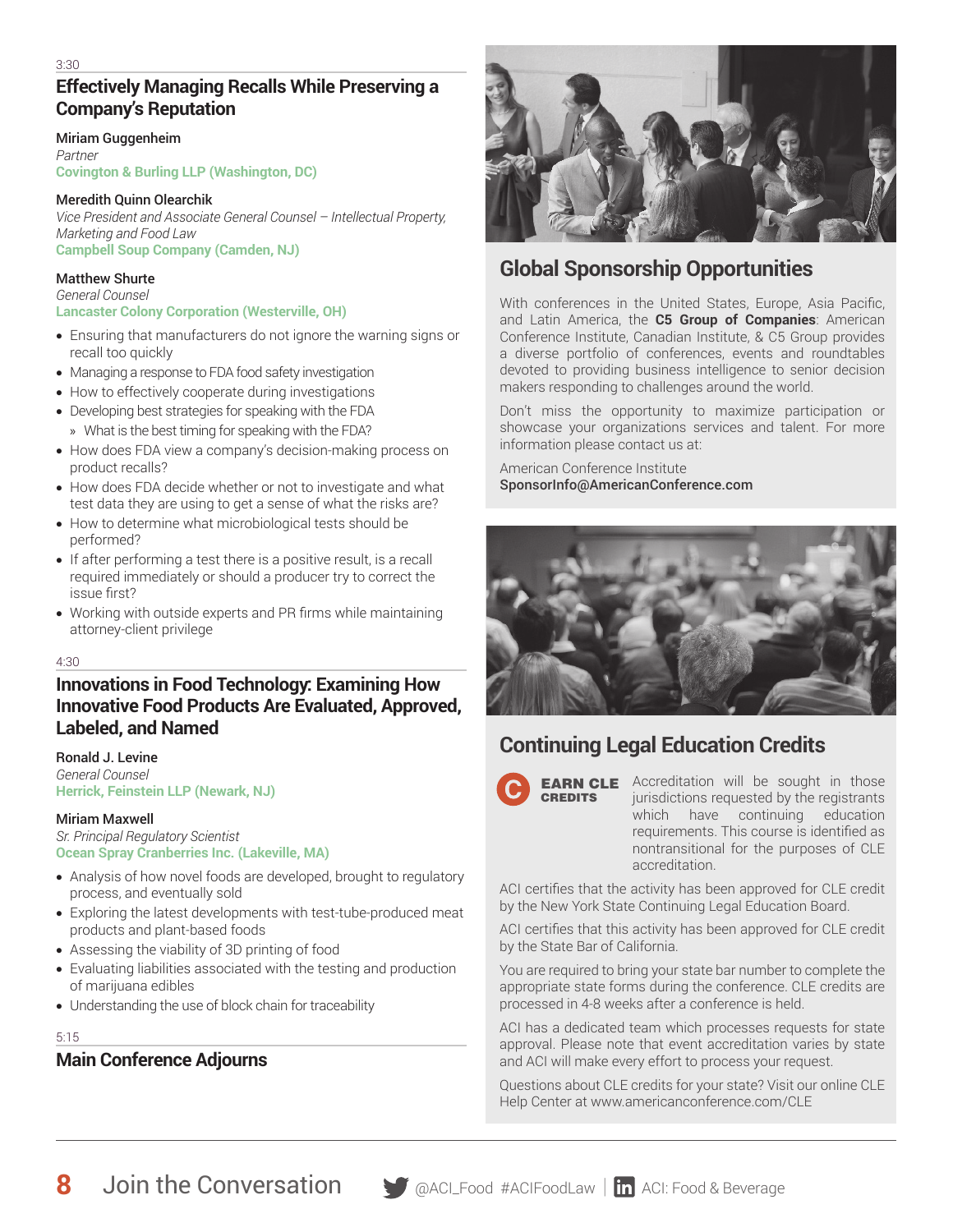3:30

## Effectively Managing Recalls While Preserving a Company's Reputation

**Miriam Guggenheim**
*Partner*
**Covington & Burling LLP (Washington, DC)**

**Meredith Quinn Olearchik**
*Vice President and Associate General Counsel – Intellectual Property, Marketing and Food Law*
**Campbell Soup Company (Camden, NJ)**

**Matthew Shurte**
*General Counsel*
**Lancaster Colony Corporation (Westerville, OH)**

- Ensuring that manufacturers do not ignore the warning signs or recall too quickly
- Managing a response to FDA food safety investigation
- How to effectively cooperate during investigations
- Developing best strategies for speaking with the FDA
  - What is the best timing for speaking with the FDA?
- How does FDA view a company's decision-making process on product recalls?
- How does FDA decide whether or not to investigate and what test data they are using to get a sense of what the risks are?
- How to determine what microbiological tests should be performed?
- If after performing a test there is a positive result, is a recall required immediately or should a producer try to correct the issue first?
- Working with outside experts and PR firms while maintaining attorney-client privilege

4:30

## Innovations in Food Technology: Examining How Innovative Food Products Are Evaluated, Approved, Labeled, and Named

**Ronald J. Levine**
*General Counsel*
**Herrick, Feinstein LLP (Newark, NJ)**

**Miriam Maxwell**
*Sr. Principal Regulatory Scientist*
**Ocean Spray Cranberries Inc. (Lakeville, MA)**

- Analysis of how novel foods are developed, brought to regulatory process, and eventually sold
- Exploring the latest developments with test-tube-produced meat products and plant-based foods
- Assessing the viability of 3D printing of food
- Evaluating liabilities associated with the testing and production of marijuana edibles
- Understanding the use of block chain for traceability

5:15

## Main Conference Adjourns

## Global Sponsorship Opportunities

With conferences in the United States, Europe, Asia Pacific, and Latin America, the **C5 Group of Companies**: American Conference Institute, Canadian Institute, & C5 Group provides a diverse portfolio of conferences, events and roundtables devoted to providing business intelligence to senior decision makers responding to challenges around the world.

Don't miss the opportunity to maximize participation or showcase your organizations services and talent. For more information please contact us at:

American Conference Institute
**SponsorInfo@AmericanConference.com**

## Continuing Legal Education Credits

**EARN CLE CREDITS**

Accreditation will be sought in those jurisdictions requested by the registrants which have continuing education requirements. This course is identified as nontransitional for the purposes of CLE accreditation.

ACI certifies that the activity has been approved for CLE credit by the New York State Continuing Legal Education Board.

ACI certifies that this activity has been approved for CLE credit by the State Bar of California.

You are required to bring your state bar number to complete the appropriate state forms during the conference. CLE credits are processed in 4-8 weeks after a conference is held.

ACI has a dedicated team which processes requests for state approval. Please note that event accreditation varies by state and ACI will make every effort to process your request.

Questions about CLE credits for your state? Visit our online CLE Help Center at www.americanconference.com/CLE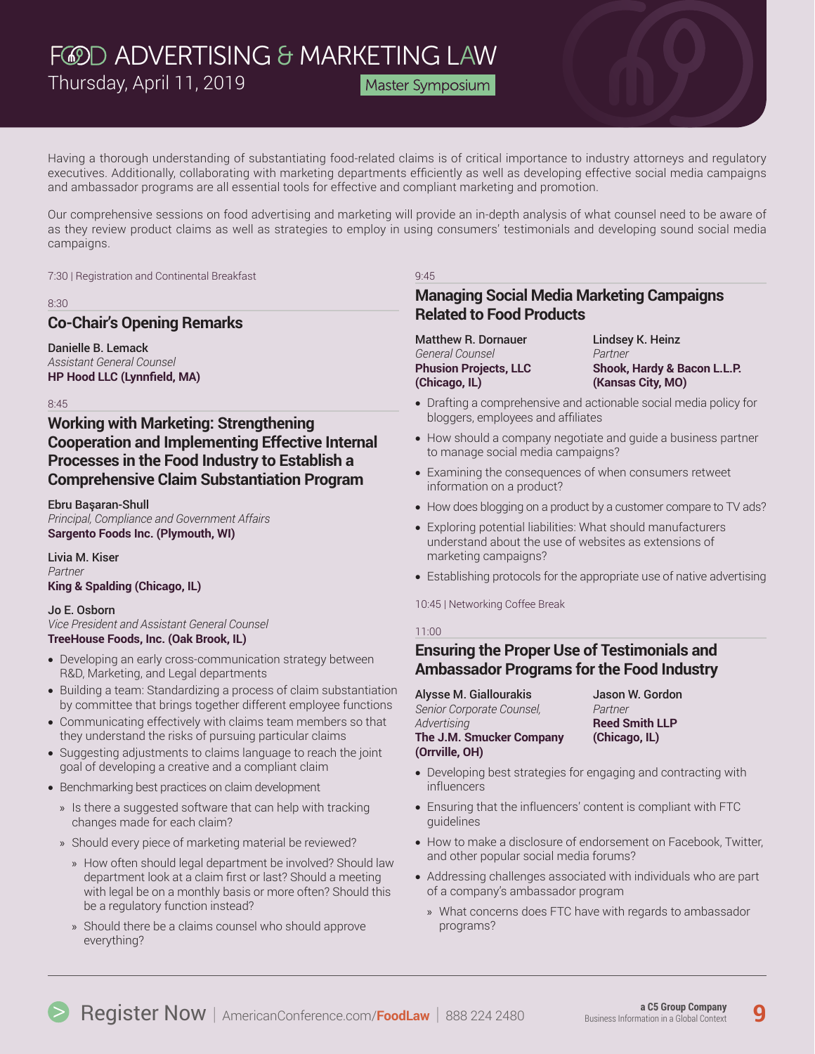# FOOD ADVERTISING & MARKETING LAW

Thursday, April 11, 2019 — Master Symposium

Having a thorough understanding of substantiating food-related claims is of critical importance to industry attorneys and regulatory executives. Additionally, collaborating with marketing departments efficiently as well as developing effective social media campaigns and ambassador programs are all essential tools for effective and compliant marketing and promotion.

Our comprehensive sessions on food advertising and marketing will provide an in-depth analysis of what counsel need to be aware of as they review product claims as well as strategies to employ in using consumers' testimonials and developing sound social media campaigns.

7:30 | Registration and Continental Breakfast

8:30

## Co-Chair's Opening Remarks

**Danielle B. Lemack**
*Assistant General Counsel*
**HP Hood LLC (Lynnfield, MA)**

8:45

## Working with Marketing: Strengthening Cooperation and Implementing Effective Internal Processes in the Food Industry to Establish a Comprehensive Claim Substantiation Program

**Ebru Başaran-Shull**
*Principal, Compliance and Government Affairs*
**Sargento Foods Inc. (Plymouth, WI)**

**Livia M. Kiser**
*Partner*
**King & Spalding (Chicago, IL)**

**Jo E. Osborn**
*Vice President and Assistant General Counsel*
**TreeHouse Foods, Inc. (Oak Brook, IL)**

- Developing an early cross-communication strategy between R&D, Marketing, and Legal departments
- Building a team: Standardizing a process of claim substantiation by committee that brings together different employee functions
- Communicating effectively with claims team members so that they understand the risks of pursuing particular claims
- Suggesting adjustments to claims language to reach the joint goal of developing a creative and a compliant claim
- Benchmarking best practices on claim development
  - Is there a suggested software that can help with tracking changes made for each claim?
  - Should every piece of marketing material be reviewed?
    - How often should legal department be involved? Should law department look at a claim first or last? Should a meeting with legal be on a monthly basis or more often? Should this be a regulatory function instead?
    - Should there be a claims counsel who should approve everything?

9:45

## Managing Social Media Marketing Campaigns Related to Food Products

**Matthew R. Dornauer**
*General Counsel*
**Phusion Projects, LLC (Chicago, IL)**

**Lindsey K. Heinz**
*Partner*
**Shook, Hardy & Bacon L.L.P. (Kansas City, MO)**

- Drafting a comprehensive and actionable social media policy for bloggers, employees and affiliates
- How should a company negotiate and guide a business partner to manage social media campaigns?
- Examining the consequences of when consumers retweet information on a product?
- How does blogging on a product by a customer compare to TV ads?
- Exploring potential liabilities: What should manufacturers understand about the use of websites as extensions of marketing campaigns?
- Establishing protocols for the appropriate use of native advertising

10:45 | Networking Coffee Break

11:00

## Ensuring the Proper Use of Testimonials and Ambassador Programs for the Food Industry

**Alysse M. Giallourakis**
*Senior Corporate Counsel, Advertising*
**The J.M. Smucker Company (Orrville, OH)**

**Jason W. Gordon**
*Partner*
**Reed Smith LLP (Chicago, IL)**

- Developing best strategies for engaging and contracting with influencers
- Ensuring that the influencers' content is compliant with FTC guidelines
- How to make a disclosure of endorsement on Facebook, Twitter, and other popular social media forums?
- Addressing challenges associated with individuals who are part of a company's ambassador program
  - What concerns does FTC have with regards to ambassador programs?

Register Now | AmericanConference.com/FoodLaw | 888 224 2480

a C5 Group Company — Business Information in a Global Context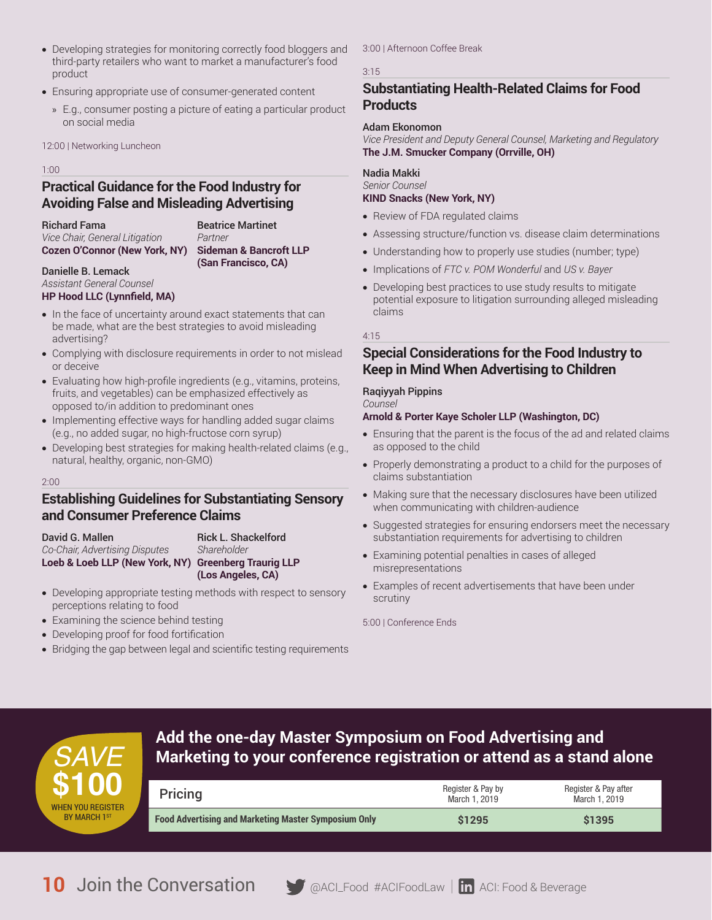- Developing strategies for monitoring correctly food bloggers and third-party retailers who want to market a manufacturer's food product
- Ensuring appropriate use of consumer-generated content
  - » E.g., consumer posting a picture of eating a particular product on social media

12:00 | Networking Luncheon

1:00

## Practical Guidance for the Food Industry for Avoiding False and Misleading Advertising

**Richard Fama**
*Vice Chair, General Litigation*
**Cozen O'Connor (New York, NY)**

**Beatrice Martinet**
*Partner*
**Sideman & Bancroft LLP (San Francisco, CA)**

**Danielle B. Lemack**
*Assistant General Counsel*
**HP Hood LLC (Lynnfield, MA)**

- In the face of uncertainty around exact statements that can be made, what are the best strategies to avoid misleading advertising?
- Complying with disclosure requirements in order to not mislead or deceive
- Evaluating how high-profile ingredients (e.g., vitamins, proteins, fruits, and vegetables) can be emphasized effectively as opposed to/in addition to predominant ones
- Implementing effective ways for handling added sugar claims (e.g., no added sugar, no high-fructose corn syrup)
- Developing best strategies for making health-related claims (e.g., natural, healthy, organic, non-GMO)

2:00

## Establishing Guidelines for Substantiating Sensory and Consumer Preference Claims

**David G. Mallen**
*Co-Chair, Advertising Disputes*
**Loeb & Loeb LLP (New York, NY)**

**Rick L. Shackelford**
*Shareholder*
**Greenberg Traurig LLP (Los Angeles, CA)**

- Developing appropriate testing methods with respect to sensory perceptions relating to food
- Examining the science behind testing
- Developing proof for food fortification
- Bridging the gap between legal and scientific testing requirements

3:00 | Afternoon Coffee Break

3:15

## Substantiating Health-Related Claims for Food Products

**Adam Ekonomon**
*Vice President and Deputy General Counsel, Marketing and Regulatory*
**The J.M. Smucker Company (Orrville, OH)**

**Nadia Makki**
*Senior Counsel*
**KIND Snacks (New York, NY)**

- Review of FDA regulated claims
- Assessing structure/function vs. disease claim determinations
- Understanding how to properly use studies (number; type)
- Implications of *FTC v. POM Wonderful* and *US v. Bayer*
- Developing best practices to use study results to mitigate potential exposure to litigation surrounding alleged misleading claims

4:15

## Special Considerations for the Food Industry to Keep in Mind When Advertising to Children

**Raqiyyah Pippins**
*Counsel*
**Arnold & Porter Kaye Scholer LLP (Washington, DC)**

- Ensuring that the parent is the focus of the ad and related claims as opposed to the child
- Properly demonstrating a product to a child for the purposes of claims substantiation
- Making sure that the necessary disclosures have been utilized when communicating with children-audience
- Suggested strategies for ensuring endorsers meet the necessary substantiation requirements for advertising to children
- Examining potential penalties in cases of alleged misrepresentations
- Examples of recent advertisements that have been under scrutiny

5:00 | Conference Ends

**SAVE $100** WHEN YOU REGISTER BY MARCH 1ST

## Add the one-day Master Symposium on Food Advertising and Marketing to your conference registration or attend as a stand alone

| Pricing | Register & Pay by March 1, 2019 | Register & Pay after March 1, 2019 |
|---|---|---|
| **Food Advertising and Marketing Master Symposium Only** | **$1295** | **$1395** |

Join the Conversation @ACI_Food #ACIFoodLaw | ACI: Food & Beverage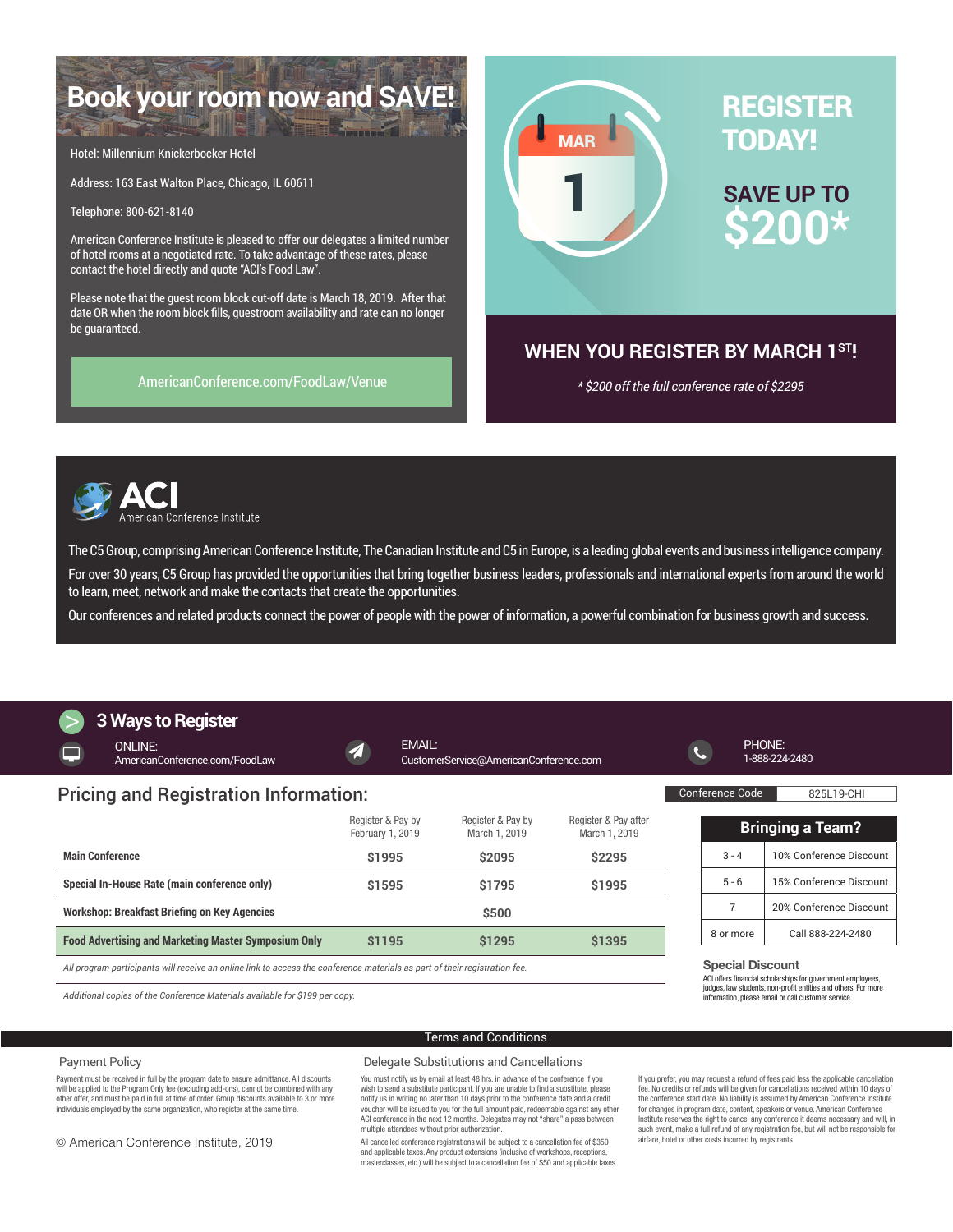## Book your room now and SAVE!

Hotel: Millennium Knickerbocker Hotel

Address: 163 East Walton Place, Chicago, IL 60611

Telephone: 800-621-8140

American Conference Institute is pleased to offer our delegates a limited number of hotel rooms at a negotiated rate. To take advantage of these rates, please contact the hotel directly and quote "ACI's Food Law".

Please note that the guest room block cut-off date is March 18, 2019. After that date OR when the room block fills, guestroom availability and rate can no longer be guaranteed.

AmericanConference.com/FoodLaw/Venue

## REGISTER TODAY!

MAR 1

### SAVE UP TO $200*

### WHEN YOU REGISTER BY MARCH 1ST!

*\* $200 off the full conference rate of $2295*

**ACI** American Conference Institute

The C5 Group, comprising American Conference Institute, The Canadian Institute and C5 in Europe, is a leading global events and business intelligence company.

For over 30 years, C5 Group has provided the opportunities that bring together business leaders, professionals and international experts from around the world to learn, meet, network and make the contacts that create the opportunities.

Our conferences and related products connect the power of people with the power of information, a powerful combination for business growth and success.

## 3 Ways to Register

ONLINE: AmericanConference.com/FoodLaw

EMAIL: CustomerService@AmericanConference.com

PHONE: 1-888-224-2480

## Pricing and Registration Information:

| | Register & Pay by February 1, 2019 | Register & Pay by March 1, 2019 | Register & Pay after March 1, 2019 |
|---|---|---|---|
| **Main Conference** | $1995 | $2095 | $2295 |
| **Special In-House Rate (main conference only)** | $1595 | $1795 | $1995 |
| **Workshop: Breakfast Briefing on Key Agencies** | | $500 | |
| **Food Advertising and Marketing Master Symposium Only** | $1195 | $1295 | $1395 |

*All program participants will receive an online link to access the conference materials as part of their registration fee.*

*Additional copies of the Conference Materials available for $199 per copy.*

| Conference Code | 825L19-CHI |
|---|---|

| Bringing a Team? | |
|---|---|
| 3 - 4 | 10% Conference Discount |
| 5 - 6 | 15% Conference Discount |
| 7 | 20% Conference Discount |
| 8 or more | Call 888-224-2480 |

### Special Discount

ACI offers financial scholarships for government employees, judges, law students, non-profit entities and others. For more information, please email or call customer service.

## Terms and Conditions

### Payment Policy

Payment must be received in full by the program date to ensure admittance. All discounts will be applied to the Program Only fee (excluding add-ons), cannot be combined with any other offer, and must be paid in full at time of order. Group discounts available to 3 or more individuals employed by the same organization, who register at the same time.

© American Conference Institute, 2019

### Delegate Substitutions and Cancellations

You must notify us by email at least 48 hrs. in advance of the conference if you wish to send a substitute participant. If you are unable to find a substitute, please notify us in writing no later than 10 days prior to the conference date and a credit voucher will be issued to you for the full amount paid, redeemable against any other ACI conference in the next 12 months. Delegates may not "share" a pass between multiple attendees without prior authorization.

All cancelled conference registrations will be subject to a cancellation fee of $350 and applicable taxes. Any product extensions (inclusive of workshops, receptions, masterclasses, etc.) will be subject to a cancellation fee of $50 and applicable taxes.

If you prefer, you may request a refund of fees paid less the applicable cancellation fee. No credits or refunds will be given for cancellations received within 10 days of the conference start date. No liability is assumed by American Conference Institute for changes in program date, content, speakers or venue. American Conference Institute reserves the right to cancel any conference it deems necessary and will, in such event, make a full refund of any registration fee, but will not be responsible for airfare, hotel or other costs incurred by registrants.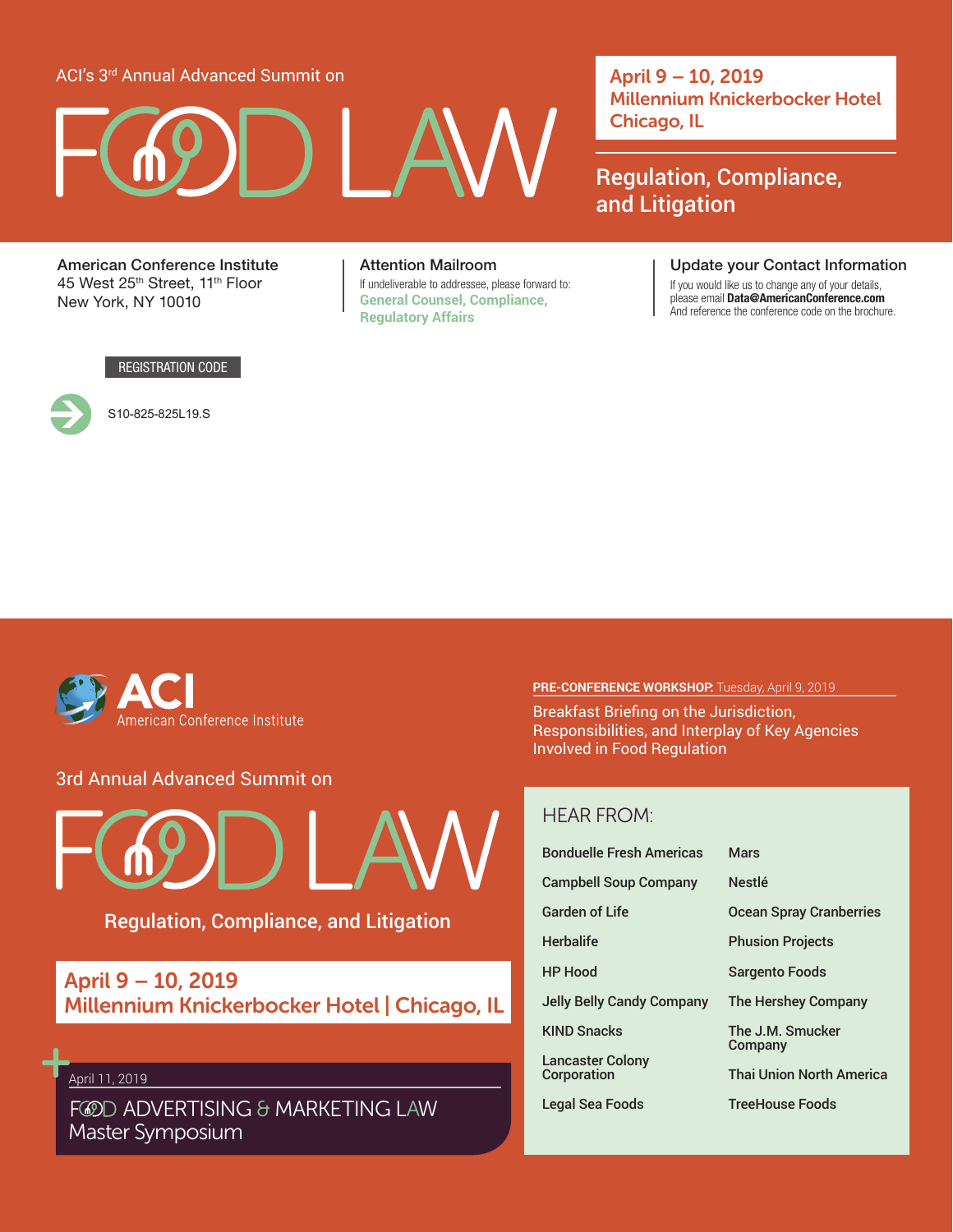ACI's 3rd Annual Advanced Summit on

# FOOD LAW

**April 9 – 10, 2019**
**Millennium Knickerbocker Hotel**
**Chicago, IL**

## Regulation, Compliance, and Litigation

**American Conference Institute**
45 West 25th Street, 11th Floor
New York, NY 10010

**Attention Mailroom**
If undeliverable to addressee, please forward to:
**General Counsel, Compliance, Regulatory Affairs**

**Update your Contact Information**
If you would like us to change any of your details, please email **Data@AmericanConference.com**
And reference the conference code on the brochure.

REGISTRATION CODE

S10-825-825L19.S

---

**ACI**
American Conference Institute

3rd Annual Advanced Summit on

# FOOD LAW

## Regulation, Compliance, and Litigation

**April 9 – 10, 2019**
**Millennium Knickerbocker Hotel | Chicago, IL**

+ April 11, 2019
FOOD ADVERTISING & MARKETING LAW
Master Symposium

**PRE-CONFERENCE WORKSHOP:** Tuesday, April 9, 2019

Breakfast Briefing on the Jurisdiction, Responsibilities, and Interplay of Key Agencies Involved in Food Regulation

### HEAR FROM:

- Bonduelle Fresh Americas
- Campbell Soup Company
- Garden of Life
- Herbalife
- HP Hood
- Jelly Belly Candy Company
- KIND Snacks
- Lancaster Colony Corporation
- Legal Sea Foods
- Mars
- Nestlé
- Ocean Spray Cranberries
- Phusion Projects
- Sargento Foods
- The Hershey Company
- The J.M. Smucker Company
- Thai Union North America
- TreeHouse Foods